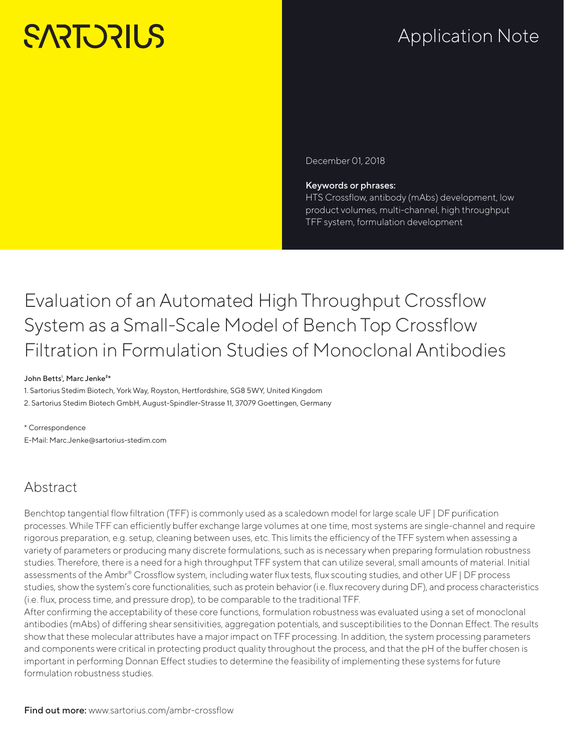SARTORIUS

Application Note

December 01, 2018

**Keywords or phrases:**
HTS Crossflow, antibody (mAbs) development, low product volumes, multi-channel, high throughput TFF system, formulation development

# Evaluation of an Automated High Throughput Crossflow System as a Small-Scale Model of Bench Top Crossflow Filtration in Formulation Studies of Monoclonal Antibodies

**John Betts[1], Marc Jenke[2]***

1. Sartorius Stedim Biotech, York Way, Royston, Hertfordshire, SG8 5WY, United Kingdom
2. Sartorius Stedim Biotech GmbH, August-Spindler-Strasse 11, 37079 Goettingen, Germany

\* Correspondence
E-Mail: Marc.Jenke@sartorius-stedim.com

## Abstract

Benchtop tangential flow filtration (TFF) is commonly used as a scaledown model for large scale UF | DF purification processes. While TFF can efficiently buffer exchange large volumes at one time, most systems are single-channel and require rigorous preparation, e.g. setup, cleaning between uses, etc. This limits the efficiency of the TFF system when assessing a variety of parameters or producing many discrete formulations, such as is necessary when preparing formulation robustness studies. Therefore, there is a need for a high throughput TFF system that can utilize several, small amounts of material. Initial assessments of the Ambr® Crossflow system, including water flux tests, flux scouting studies, and other UF | DF process studies, show the system's core functionalities, such as protein behavior (i.e. flux recovery during DF), and process characteristics (i.e. flux, process time, and pressure drop), to be comparable to the traditional TFF.

After confirming the acceptability of these core functions, formulation robustness was evaluated using a set of monoclonal antibodies (mAbs) of differing shear sensitivities, aggregation potentials, and susceptibilities to the Donnan Effect. The results show that these molecular attributes have a major impact on TFF processing. In addition, the system processing parameters and components were critical in protecting product quality throughout the process, and that the pH of the buffer chosen is important in performing Donnan Effect studies to determine the feasibility of implementing these systems for future formulation robustness studies.

**Find out more:** www.sartorius.com/ambr-crossflow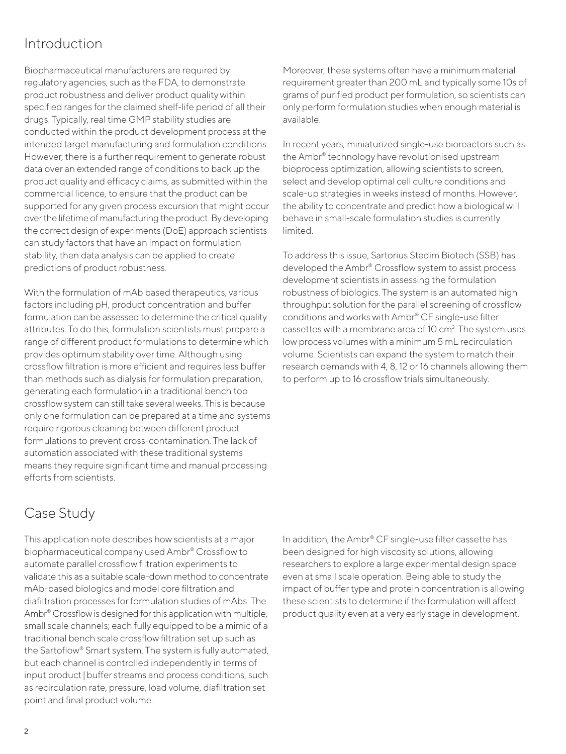## Introduction

Biopharmaceutical manufacturers are required by regulatory agencies, such as the FDA, to demonstrate product robustness and deliver product quality within specified ranges for the claimed shelf-life period of all their drugs. Typically, real time GMP stability studies are conducted within the product development process at the intended target manufacturing and formulation conditions. However, there is a further requirement to generate robust data over an extended range of conditions to back up the product quality and efficacy claims, as submitted within the commercial licence, to ensure that the product can be supported for any given process excursion that might occur over the lifetime of manufacturing the product. By developing the correct design of experiments (DoE) approach scientists can study factors that have an impact on formulation stability, then data analysis can be applied to create predictions of product robustness.

With the formulation of mAb based therapeutics, various factors including pH, product concentration and buffer formulation can be assessed to determine the critical quality attributes. To do this, formulation scientists must prepare a range of different product formulations to determine which provides optimum stability over time. Although using crossflow filtration is more efficient and requires less buffer than methods such as dialysis for formulation preparation, generating each formulation in a traditional bench top crossflow system can still take several weeks. This is because only one formulation can be prepared at a time and systems require rigorous cleaning between different product formulations to prevent cross-contamination. The lack of automation associated with these traditional systems means they require significant time and manual processing efforts from scientists.

Moreover, these systems often have a minimum material requirement greater than 200 mL and typically some 10s of grams of purified product per formulation, so scientists can only perform formulation studies when enough material is available.

In recent years, miniaturized single-use bioreactors such as the Ambr® technology have revolutionised upstream bioprocess optimization, allowing scientists to screen, select and develop optimal cell culture conditions and scale-up strategies in weeks instead of months. However, the ability to concentrate and predict how a biological will behave in small-scale formulation studies is currently limited.

To address this issue, Sartorius Stedim Biotech (SSB) has developed the Ambr® Crossflow system to assist process development scientists in assessing the formulation robustness of biologics. The system is an automated high throughput solution for the parallel screening of crossflow conditions and works with Ambr® CF single-use filter cassettes with a membrane area of 10 $cm^2$. The system uses low process volumes with a minimum 5 mL recirculation volume. Scientists can expand the system to match their research demands with 4, 8, 12 or 16 channels allowing them to perform up to 16 crossflow trials simultaneously.

## Case Study

This application note describes how scientists at a major biopharmaceutical company used Ambr® Crossflow to automate parallel crossflow filtration experiments to validate this as a suitable scale-down method to concentrate mAb-based biologics and model core filtration and diafiltration processes for formulation studies of mAbs. The Ambr® Crossflow is designed for this application with multiple, small scale channels; each fully equipped to be a mimic of a traditional bench scale crossflow filtration set up such as the Sartoflow® Smart system. The system is fully automated, but each channel is controlled independently in terms of input product | buffer streams and process conditions, such as recirculation rate, pressure, load volume, diafiltration set point and final product volume.

In addition, the Ambr® CF single-use filter cassette has been designed for high viscosity solutions, allowing researchers to explore a large experimental design space even at small scale operation. Being able to study the impact of buffer type and protein concentration is allowing these scientists to determine if the formulation will affect product quality even at a very early stage in development.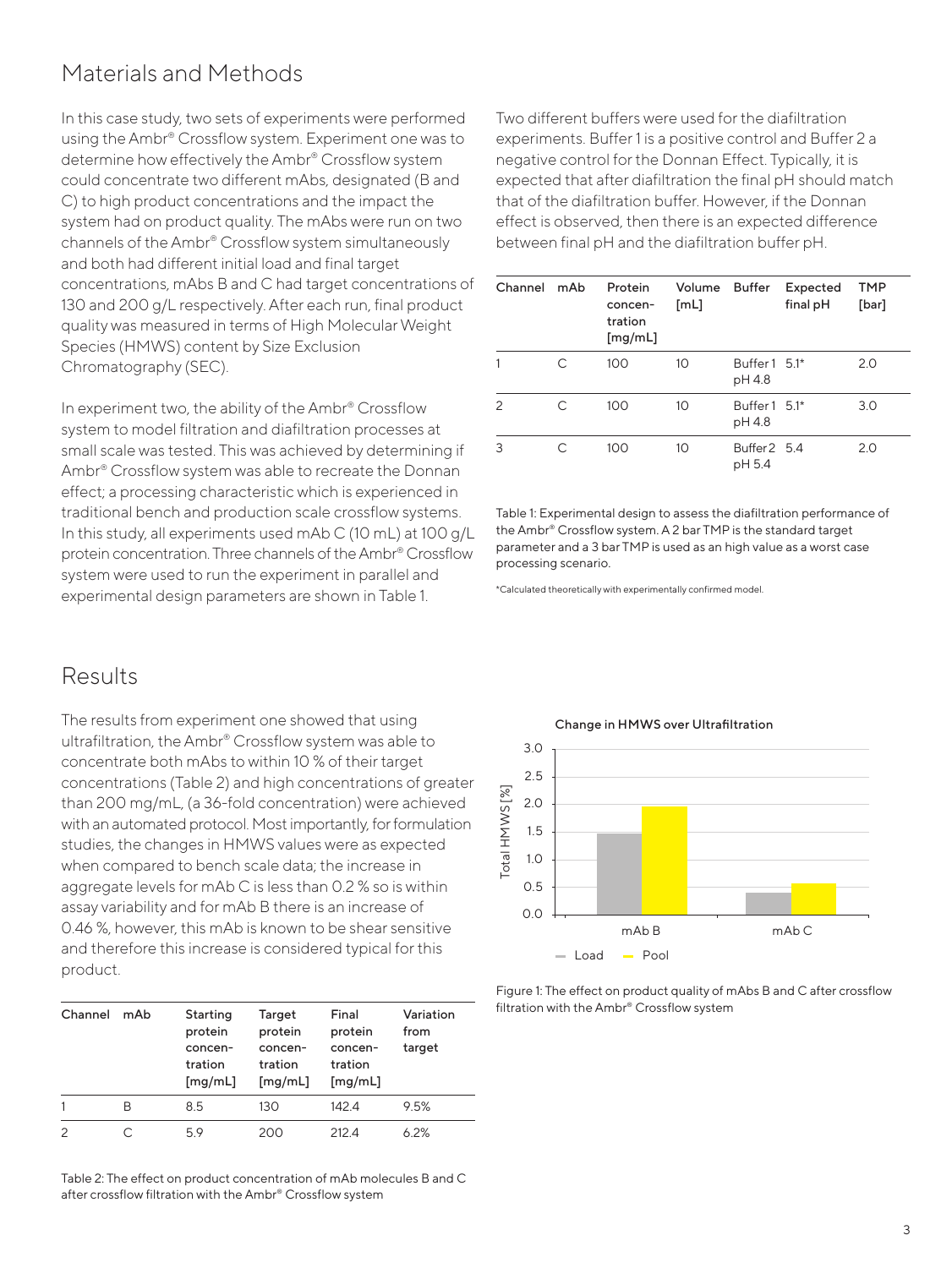## Materials and Methods

In this case study, two sets of experiments were performed using the Ambr® Crossflow system. Experiment one was to determine how effectively the Ambr® Crossflow system could concentrate two different mAbs, designated (B and C) to high product concentrations and the impact the system had on product quality. The mAbs were run on two channels of the Ambr® Crossflow system simultaneously and both had different initial load and final target concentrations, mAbs B and C had target concentrations of 130 and 200 g/L respectively. After each run, final product quality was measured in terms of High Molecular Weight Species (HMWS) content by Size Exclusion Chromatography (SEC).

In experiment two, the ability of the Ambr® Crossflow system to model filtration and diafiltration processes at small scale was tested. This was achieved by determining if Ambr® Crossflow system was able to recreate the Donnan effect; a processing characteristic which is experienced in traditional bench and production scale crossflow systems. In this study, all experiments used mAb C (10 mL) at 100 g/L protein concentration. Three channels of the Ambr® Crossflow system were used to run the experiment in parallel and experimental design parameters are shown in Table 1.

Two different buffers were used for the diafiltration experiments. Buffer 1 is a positive control and Buffer 2 a negative control for the Donnan Effect. Typically, it is expected that after diafiltration the final pH should match that of the diafiltration buffer. However, if the Donnan effect is observed, then there is an expected difference between final pH and the diafiltration buffer pH.

| Channel | mAb | Protein concentration [mg/mL] | Volume [mL] | Buffer | Expected final pH | TMP [bar] |
|---|---|---|---|---|---|---|
| 1 | C | 100 | 10 | Buffer 1 pH 4.8 | 5.1* | 2.0 |
| 2 | C | 100 | 10 | Buffer 1 pH 4.8 | 5.1* | 3.0 |
| 3 | C | 100 | 10 | Buffer 2 pH 5.4 | 5.4 | 2.0 |

Table 1: Experimental design to assess the diafiltration performance of the Ambr® Crossflow system. A 2 bar TMP is the standard target parameter and a 3 bar TMP is used as an high value as a worst case processing scenario.

*Calculated theoretically with experimentally confirmed model.

## Results

The results from experiment one showed that using ultrafiltration, the Ambr® Crossflow system was able to concentrate both mAbs to within 10 % of their target concentrations (Table 2) and high concentrations of greater than 200 mg/mL, (a 36-fold concentration) were achieved with an automated protocol. Most importantly, for formulation studies, the changes in HMWS values were as expected when compared to bench scale data; the increase in aggregate levels for mAb C is less than 0.2 % so is within assay variability and for mAb B there is an increase of 0.46 %, however, this mAb is known to be shear sensitive and therefore this increase is considered typical for this product.

| Channel | mAb | Starting protein concentration [mg/mL] | Target protein concentration [mg/mL] | Final protein concentration [mg/mL] | Variation from target |
|---|---|---|---|---|---|
| 1 | B | 8.5 | 130 | 142.4 | 9.5% |
| 2 | C | 5.9 | 200 | 212.4 | 6.2% |

Table 2: The effect on product concentration of mAb molecules B and C after crossflow filtration with the Ambr® Crossflow system

Change in HMWS over Ultrafiltration

Total HMWS [%]

3.0
2.5
2.0
1.5
1.0
0.5
0.0

mAb B
mAb C

Load
Pool

Figure 1: The effect on product quality of mAbs B and C after crossflow filtration with the Ambr® Crossflow system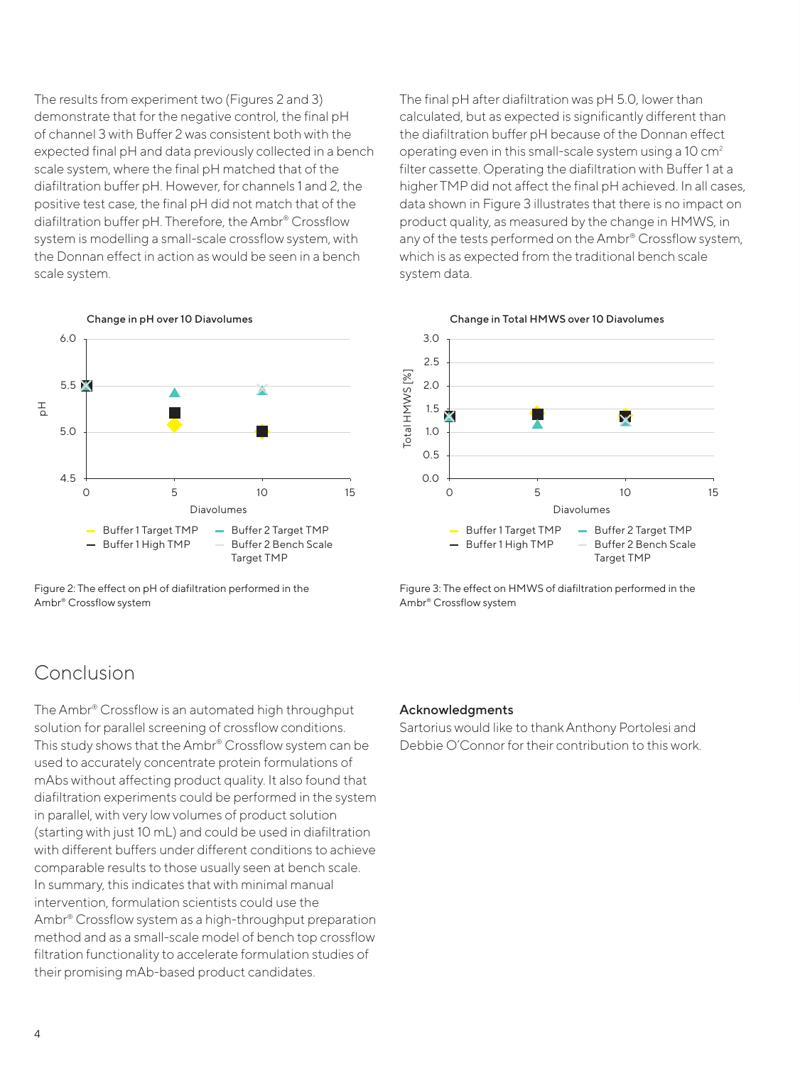The results from experiment two (Figures 2 and 3) demonstrate that for the negative control, the final pH of channel 3 with Buffer 2 was consistent both with the expected final pH and data previously collected in a bench scale system, where the final pH matched that of the diafiltration buffer pH. However, for channels 1 and 2, the positive test case, the final pH did not match that of the diafiltration buffer pH. Therefore, the Ambr® Crossflow system is modelling a small-scale crossflow system, with the Donnan effect in action as would be seen in a bench scale system.

The final pH after diafiltration was pH 5.0, lower than calculated, but as expected is significantly different than the diafiltration buffer pH because of the Donnan effect operating even in this small-scale system using a 10 $cm^2$ filter cassette. Operating the diafiltration with Buffer 1 at a higher TMP did not affect the final pH achieved. In all cases, data shown in Figure 3 illustrates that there is no impact on product quality, as measured by the change in HMWS, in any of the tests performed on the Ambr® Crossflow system, which is as expected from the traditional bench scale system data.

Change in pH over 10 Diavolumes

pH

6.0
5.5
5.0
4.5

0
5
10
15

Diavolumes

Buffer 1 Target TMP
Buffer 1 High TMP
Buffer 2 Target TMP
Buffer 2 Bench Scale Target TMP

Figure 2: The effect on pH of diafiltration performed in the Ambr® Crossflow system

Change in Total HMWS over 10 Diavolumes

Total HMWS [%]

3.0
2.5
2.0
1.5
1.0
0.5
0.0

0
5
10
15

Diavolumes

Buffer 1 Target TMP
Buffer 1 High TMP
Buffer 2 Target TMP
Buffer 2 Bench Scale Target TMP

Figure 3: The effect on HMWS of diafiltration performed in the Ambr® Crossflow system

## Conclusion

The Ambr® Crossflow is an automated high throughput solution for parallel screening of crossflow conditions. This study shows that the Ambr® Crossflow system can be used to accurately concentrate protein formulations of mAbs without affecting product quality. It also found that diafiltration experiments could be performed in the system in parallel, with very low volumes of product solution (starting with just 10 mL) and could be used in diafiltration with different buffers under different conditions to achieve comparable results to those usually seen at bench scale. In summary, this indicates that with minimal manual intervention, formulation scientists could use the Ambr® Crossflow system as a high-throughput preparation method and as a small-scale model of bench top crossflow filtration functionality to accelerate formulation studies of their promising mAb-based product candidates.

### Acknowledgments

Sartorius would like to thank Anthony Portolesi and Debbie O'Connor for their contribution to this work.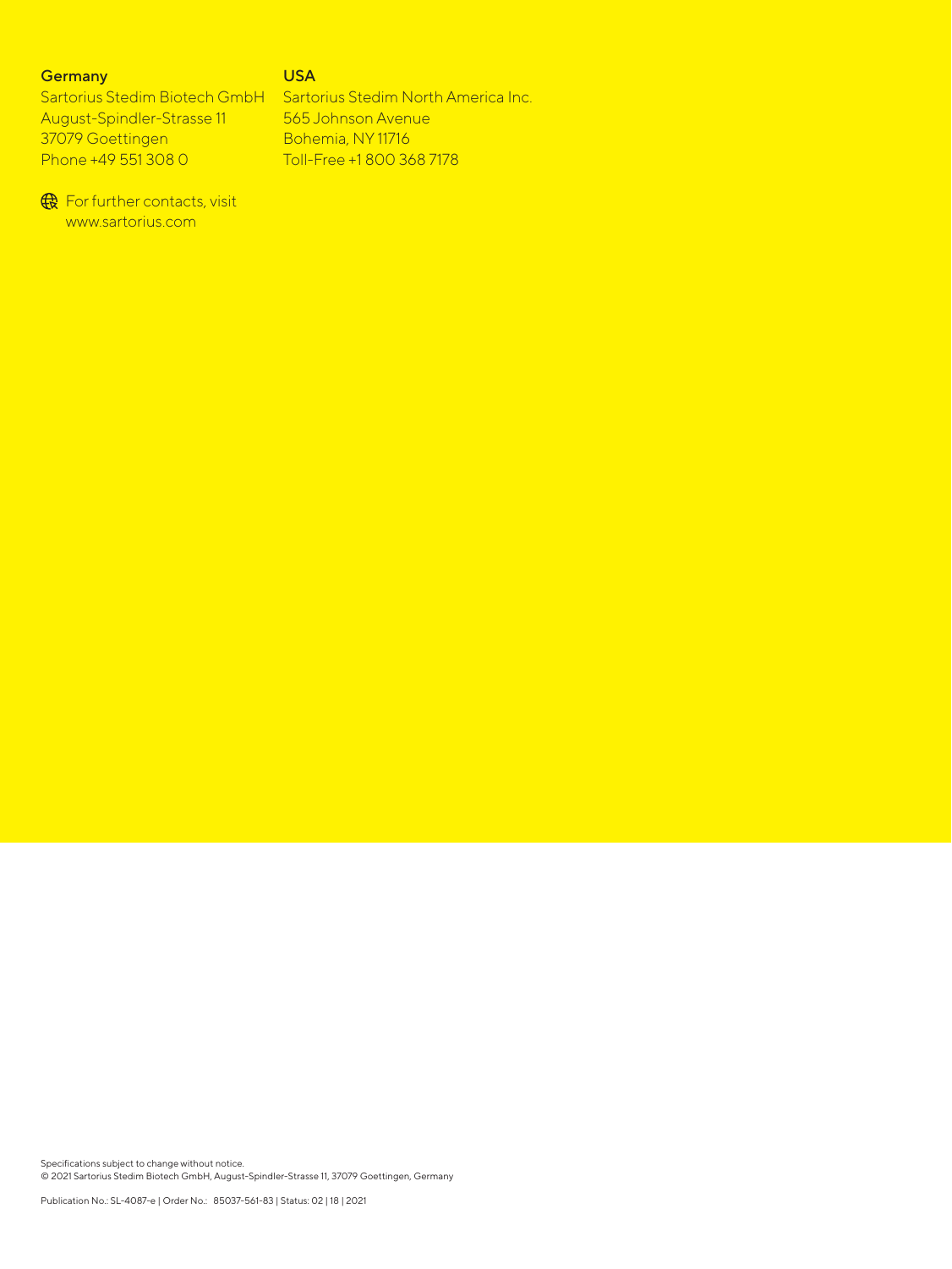**Germany**
Sartorius Stedim Biotech GmbH
August-Spindler-Strasse 11
37079 Goettingen
Phone +49 551 308 0

**USA**
Sartorius Stedim North America Inc.
565 Johnson Avenue
Bohemia, NY 11716
Toll-Free +1 800 368 7178

For further contacts, visit
www.sartorius.com

Specifications subject to change without notice.
© 2021 Sartorius Stedim Biotech GmbH, August-Spindler-Strasse 11, 37079 Goettingen, Germany

Publication No.: SL-4087-e | Order No.: 85037-561-83 | Status: 02 | 18 | 2021